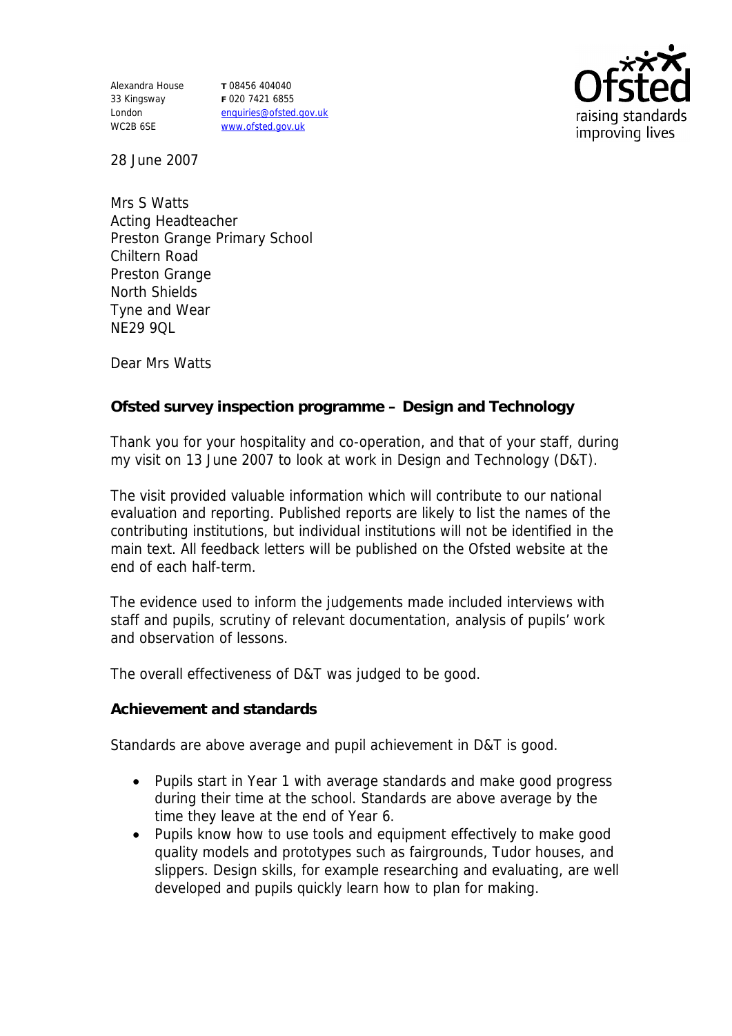Alexandra House
33 Kingsway
London
WC2B 6SE

**T** 08456 404040
**F** 020 7421 6855
enquiries@ofsted.gov.uk
www.ofsted.gov.uk

Ofsted
raising standards
improving lives

28 June 2007

Mrs S Watts
Acting Headteacher
Preston Grange Primary School
Chiltern Road
Preston Grange
North Shields
Tyne and Wear
NE29 9QL

Dear Mrs Watts

**Ofsted survey inspection programme – Design and Technology**

Thank you for your hospitality and co-operation, and that of your staff, during my visit on 13 June 2007 to look at work in Design and Technology (D&T).

The visit provided valuable information which will contribute to our national evaluation and reporting. Published reports are likely to list the names of the contributing institutions, but individual institutions will not be identified in the main text. All feedback letters will be published on the Ofsted website at the end of each half-term.

The evidence used to inform the judgements made included interviews with staff and pupils, scrutiny of relevant documentation, analysis of pupils' work and observation of lessons.

The overall effectiveness of D&T was judged to be good.

**Achievement and standards**

Standards are above average and pupil achievement in D&T is good.

- Pupils start in Year 1 with average standards and make good progress during their time at the school. Standards are above average by the time they leave at the end of Year 6.
- Pupils know how to use tools and equipment effectively to make good quality models and prototypes such as fairgrounds, Tudor houses, and slippers. Design skills, for example researching and evaluating, are well developed and pupils quickly learn how to plan for making.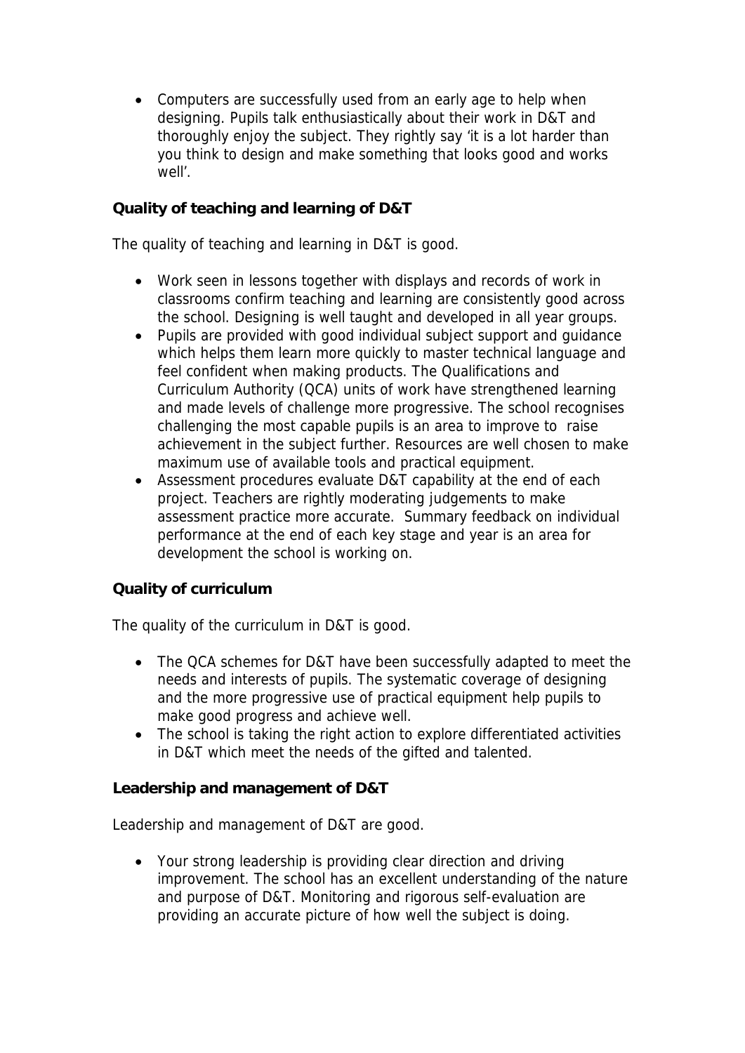- Computers are successfully used from an early age to help when designing. Pupils talk enthusiastically about their work in D&T and thoroughly enjoy the subject. They rightly say 'it is a lot harder than you think to design and make something that looks good and works well'.

**Quality of teaching and learning of D&T**

The quality of teaching and learning in D&T is good.

- Work seen in lessons together with displays and records of work in classrooms confirm teaching and learning are consistently good across the school. Designing is well taught and developed in all year groups.
- Pupils are provided with good individual subject support and guidance which helps them learn more quickly to master technical language and feel confident when making products. The Qualifications and Curriculum Authority (QCA) units of work have strengthened learning and made levels of challenge more progressive. The school recognises challenging the most capable pupils is an area to improve to raise achievement in the subject further. Resources are well chosen to make maximum use of available tools and practical equipment.
- Assessment procedures evaluate D&T capability at the end of each project. Teachers are rightly moderating judgements to make assessment practice more accurate. Summary feedback on individual performance at the end of each key stage and year is an area for development the school is working on.

**Quality of curriculum**

The quality of the curriculum in D&T is good.

- The QCA schemes for D&T have been successfully adapted to meet the needs and interests of pupils. The systematic coverage of designing and the more progressive use of practical equipment help pupils to make good progress and achieve well.
- The school is taking the right action to explore differentiated activities in D&T which meet the needs of the gifted and talented.

**Leadership and management of D&T**

Leadership and management of D&T are good.

- Your strong leadership is providing clear direction and driving improvement. The school has an excellent understanding of the nature and purpose of D&T. Monitoring and rigorous self-evaluation are providing an accurate picture of how well the subject is doing.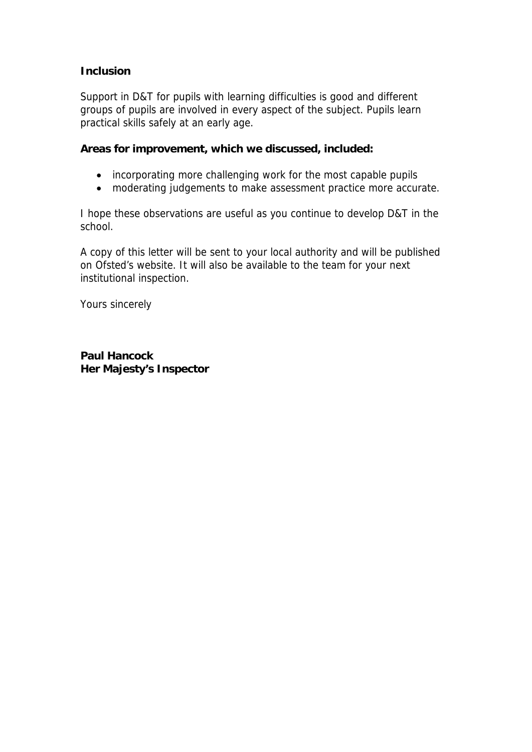**Inclusion**

Support in D&T for pupils with learning difficulties is good and different groups of pupils are involved in every aspect of the subject. Pupils learn practical skills safely at an early age.

**Areas for improvement, which we discussed, included:**

- incorporating more challenging work for the most capable pupils
- moderating judgements to make assessment practice more accurate.

I hope these observations are useful as you continue to develop D&T in the school.

A copy of this letter will be sent to your local authority and will be published on Ofsted's website. It will also be available to the team for your next institutional inspection.

Yours sincerely

**Paul Hancock**
**Her Majesty's Inspector**